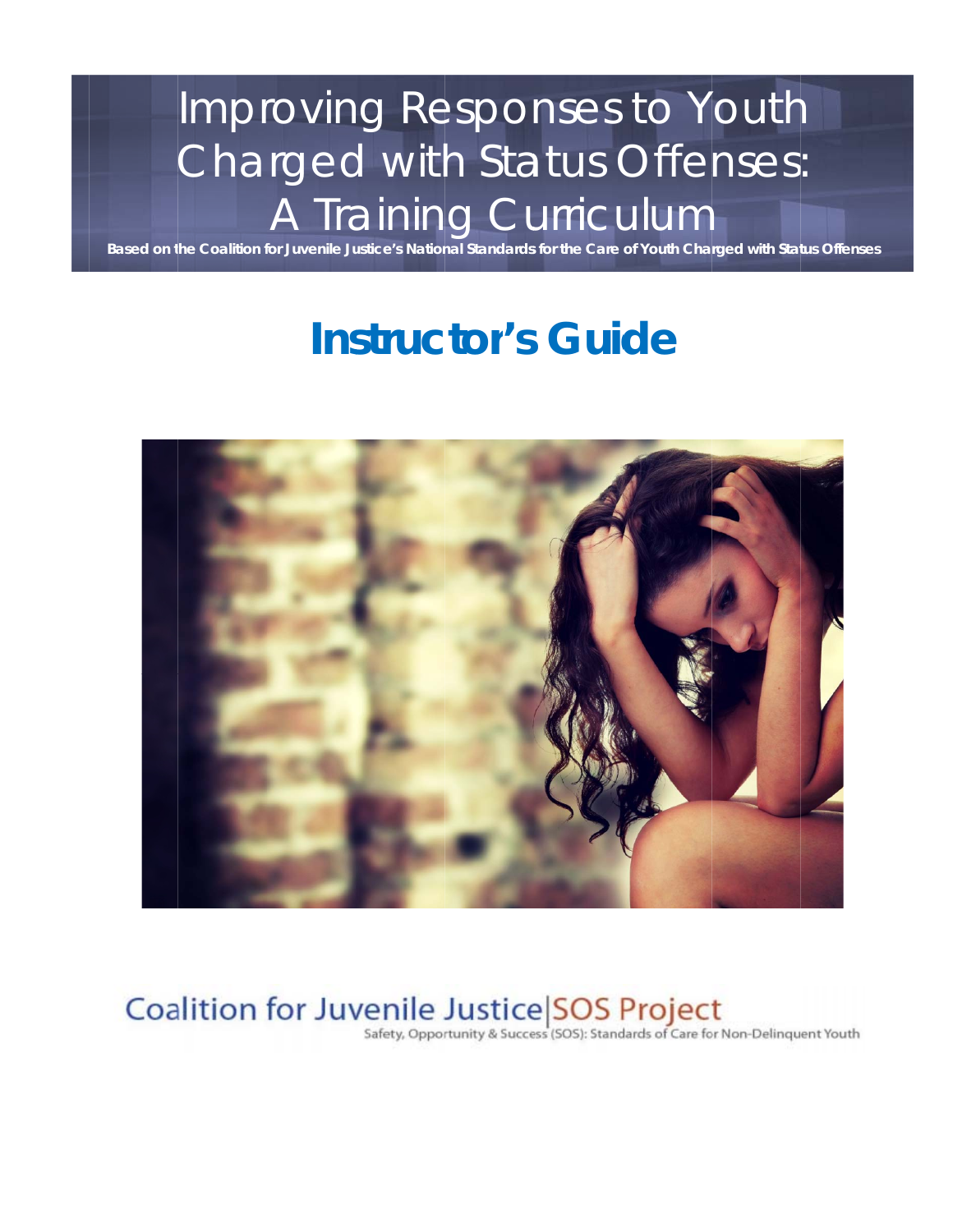# Improving Responses to Youth Charged with Status Offenses: A Training Curriculum

**Based on the Coalition for Juvenile Justice's National Standards for the Care of Youth Charged with Status Offenses**

## Instructor's Guide

Coalition for Juvenile Justice | SOS Project

Safety, Opportunity & Success (SOS): Standards of Care for Non-Delinquent Youth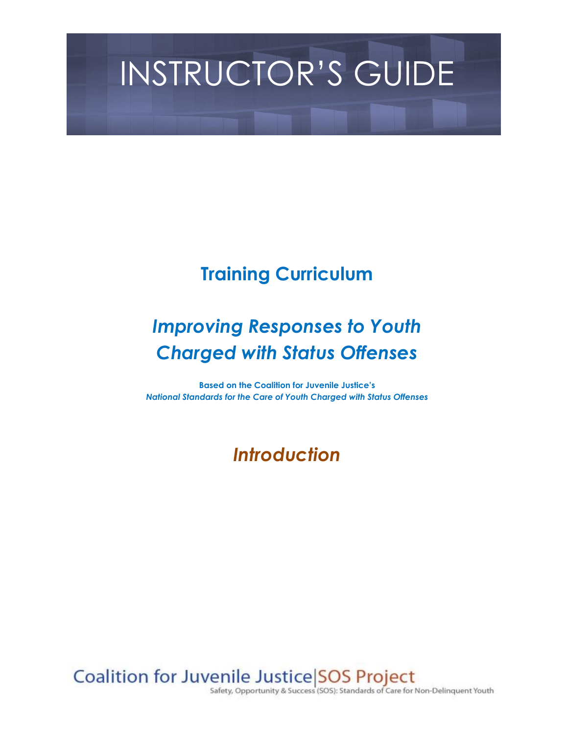# INSTRUCTOR'S GUIDE

## Training Curriculum

## *Improving Responses to Youth Charged with Status Offenses*

**Based on the Coalition for Juvenile Justice's**
***National Standards for the Care of Youth Charged with Status Offenses***

## *Introduction*

Coalition for Juvenile Justice|SOS Project
Safety, Opportunity & Success (SOS): Standards of Care for Non-Delinquent Youth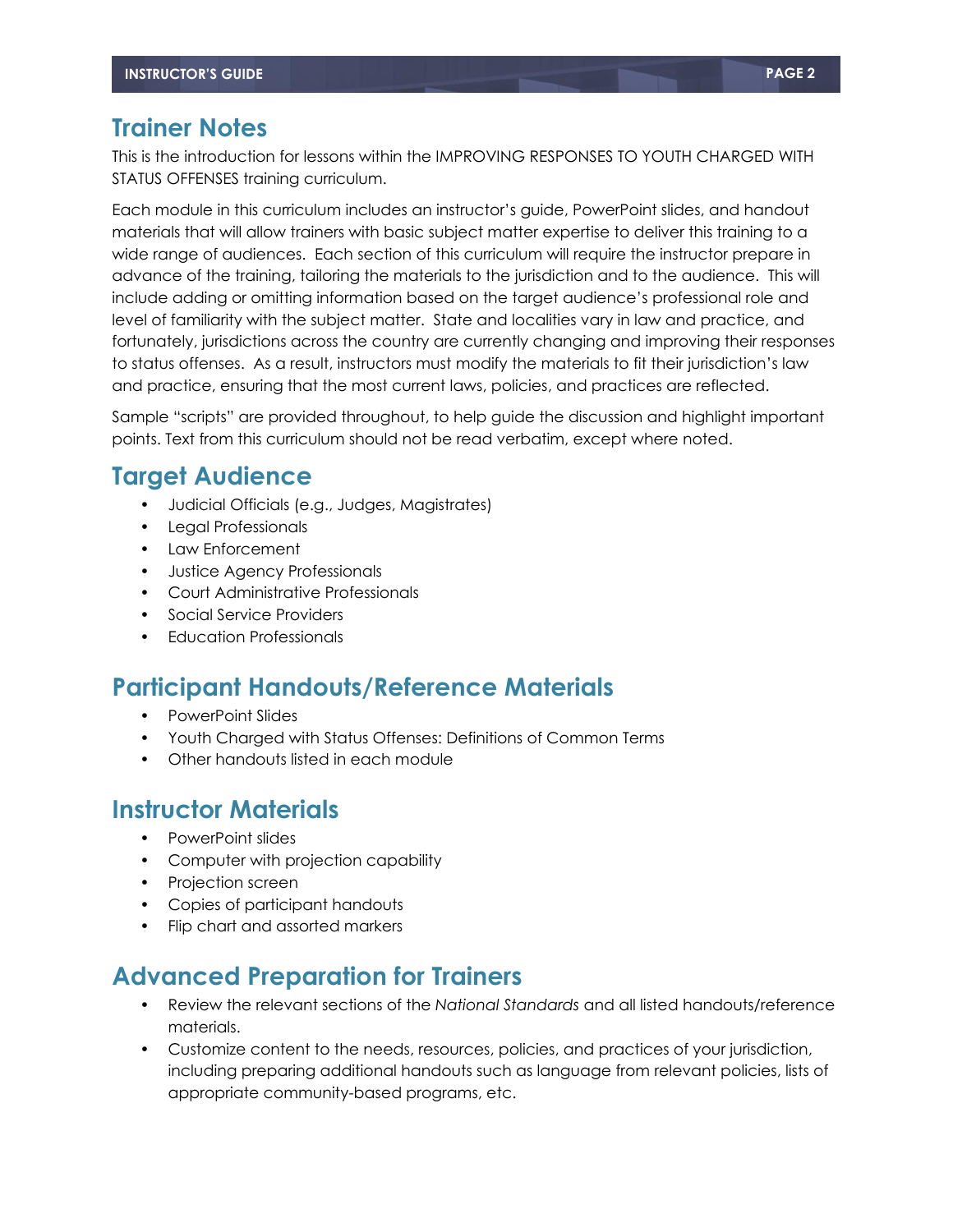## Trainer Notes

This is the introduction for lessons within the IMPROVING RESPONSES TO YOUTH CHARGED WITH STATUS OFFENSES training curriculum.

Each module in this curriculum includes an instructor's guide, PowerPoint slides, and handout materials that will allow trainers with basic subject matter expertise to deliver this training to a wide range of audiences. Each section of this curriculum will require the instructor prepare in advance of the training, tailoring the materials to the jurisdiction and to the audience. This will include adding or omitting information based on the target audience's professional role and level of familiarity with the subject matter. State and localities vary in law and practice, and fortunately, jurisdictions across the country are currently changing and improving their responses to status offenses. As a result, instructors must modify the materials to fit their jurisdiction's law and practice, ensuring that the most current laws, policies, and practices are reflected.

Sample "scripts" are provided throughout, to help guide the discussion and highlight important points. Text from this curriculum should not be read verbatim, except where noted.

## Target Audience

- Judicial Officials (e.g., Judges, Magistrates)
- Legal Professionals
- Law Enforcement
- Justice Agency Professionals
- Court Administrative Professionals
- Social Service Providers
- Education Professionals

## Participant Handouts/Reference Materials

- PowerPoint Slides
- Youth Charged with Status Offenses: Definitions of Common Terms
- Other handouts listed in each module

## Instructor Materials

- PowerPoint slides
- Computer with projection capability
- Projection screen
- Copies of participant handouts
- Flip chart and assorted markers

## Advanced Preparation for Trainers

- Review the relevant sections of the *National Standards* and all listed handouts/reference materials.
- Customize content to the needs, resources, policies, and practices of your jurisdiction, including preparing additional handouts such as language from relevant policies, lists of appropriate community-based programs, etc.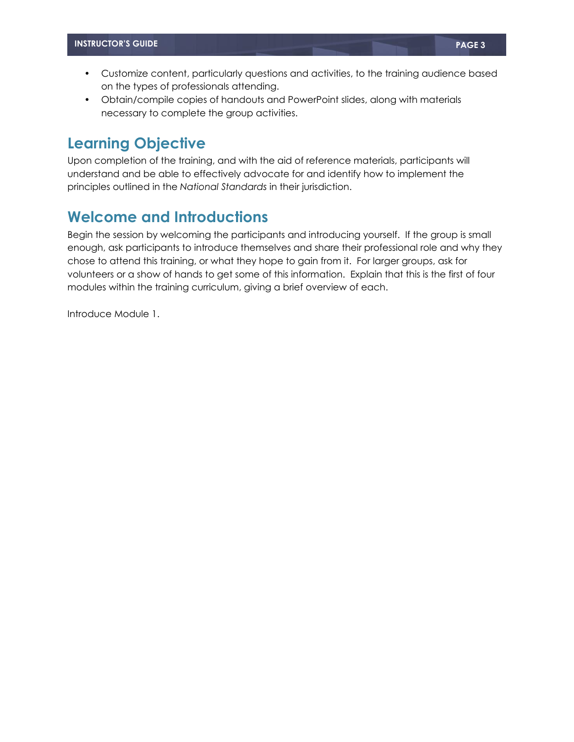- Customize content, particularly questions and activities, to the training audience based on the types of professionals attending.
- Obtain/compile copies of handouts and PowerPoint slides, along with materials necessary to complete the group activities.

## Learning Objective

Upon completion of the training, and with the aid of reference materials, participants will understand and be able to effectively advocate for and identify how to implement the principles outlined in the *National Standards* in their jurisdiction.

## Welcome and Introductions

Begin the session by welcoming the participants and introducing yourself. If the group is small enough, ask participants to introduce themselves and share their professional role and why they chose to attend this training, or what they hope to gain from it. For larger groups, ask for volunteers or a show of hands to get some of this information. Explain that this is the first of four modules within the training curriculum, giving a brief overview of each.

Introduce Module 1.